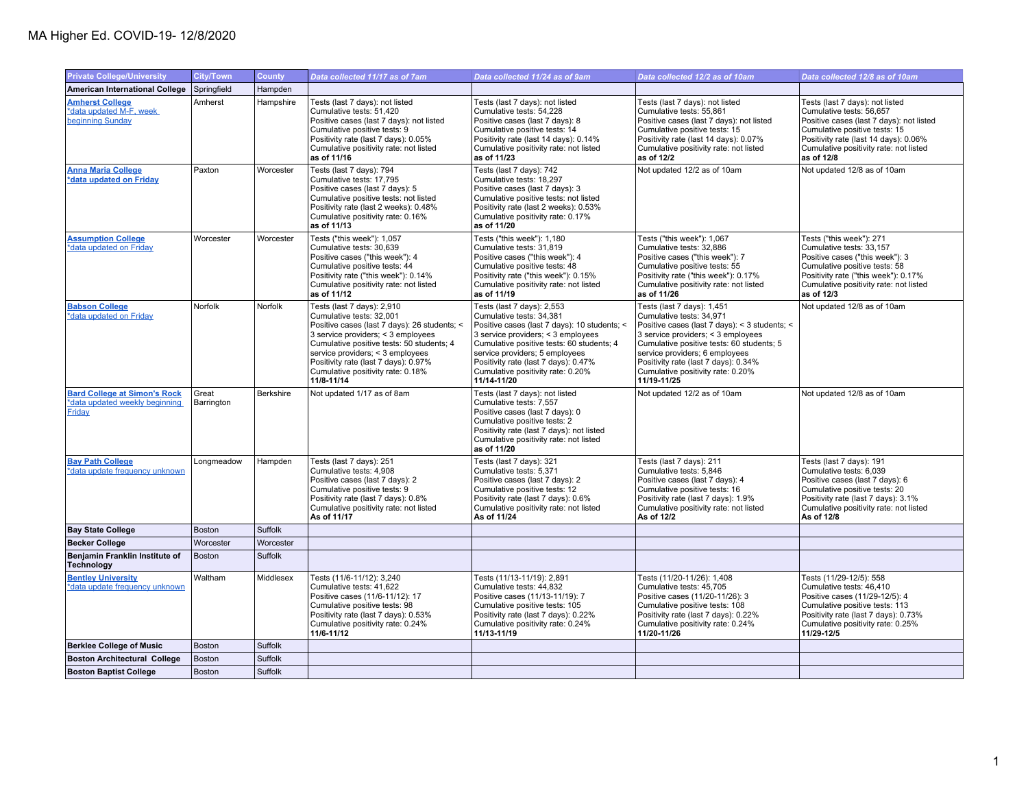# MA Higher Ed. COVID-19- 12/8/2020

| Private College/University | City/Town | County | Data collected 11/17 as of 7am | Data collected 11/24 as of 9am | Data collected 12/2 as of 10am | Data collected 12/8 as of 10am |
|---|---|---|---|---|---|---|
| **American International College** | Springfield | Hampden | | | | |
| **Amherst College** *data updated M-F, week beginning Sunday | Amherst | Hampshire | Tests (last 7 days): not listed<br>Cumulative tests: 51,420<br>Positive cases (last 7 days): not listed<br>Cumulative positive tests: 9<br>Positivity rate (last 7 days): 0.05%<br>Cumulative positivity rate: not listed<br>**as of 11/16** | Tests (last 7 days): not listed<br>Cumulative tests: 54,228<br>Positive cases (last 7 days): 8<br>Cumulative positive tests: 14<br>Positivity rate (last 14 days): 0.14%<br>Cumulative positivity rate: not listed<br>**as of 11/23** | Tests (last 7 days): not listed<br>Cumulative tests: 55,861<br>Positive cases (last 7 days): not listed<br>Cumulative positive tests: 15<br>Positivity rate (last 14 days): 0.07%<br>Cumulative positivity rate: not listed<br>**as of 12/2** | Tests (last 7 days): not listed<br>Cumulative tests: 56,657<br>Positive cases (last 7 days): not listed<br>Cumulative positive tests: 15<br>Positivity rate (last 14 days): 0.06%<br>Cumulative positivity rate: not listed<br>**as of 12/8** |
| **Anna Maria College** ***data updated on Friday** | Paxton | Worcester | Tests (last 7 days): 794<br>Cumulative tests: 17,795<br>Positive cases (last 7 days): 5<br>Cumulative positive tests: not listed<br>Positivity rate (last 2 weeks): 0.48%<br>Cumulative positivity rate: 0.16%<br>**as of 11/13** | Tests (last 7 days): 742<br>Cumulative tests: 18,297<br>Positive cases (last 7 days): 3<br>Cumulative positive tests: not listed<br>Positivity rate (last 2 weeks): 0.53%<br>Cumulative positivity rate: 0.17%<br>**as of 11/20** | Not updated 12/2 as of 10am | Not updated 12/8 as of 10am |
| **Assumption College** *data updated on Friday | Worcester | Worcester | Tests ("this week"): 1,057<br>Cumulative tests: 30,639<br>Positive cases ("this week"): 4<br>Cumulative positive tests: 44<br>Positivity rate ("this week"): 0.14%<br>Cumulative positivity rate: not listed<br>**as of 11/12** | Tests ("this week"): 1,180<br>Cumulative tests: 31,819<br>Positive cases ("this week"): 4<br>Cumulative positive tests: 48<br>Positivity rate ("this week"): 0.15%<br>Cumulative positivity rate: not listed<br>**as of 11/19** | Tests ("this week"): 1,067<br>Cumulative tests: 32,886<br>Positive cases ("this week"): 7<br>Cumulative positive tests: 55<br>Positivity rate ("this week"): 0.17%<br>Cumulative positivity rate: not listed<br>**as of 11/26** | Tests ("this week"): 271<br>Cumulative tests: 33,157<br>Positive cases ("this week"): 3<br>Cumulative positive tests: 58<br>Positivity rate ("this week"): 0.17%<br>Cumulative positivity rate: not listed<br>**as of 12/3** |
| **Babson College** *data updated on Friday | Norfolk | Norfolk | Tests (last 7 days): 2,910<br>Cumulative tests: 32,001<br>Positive cases (last 7 days): 26 students; < 3 service providers; < 3 employees<br>Cumulative positive tests: 50 students; 4 service providers; < 3 employees<br>Positivity rate (last 7 days): 0.97%<br>Cumulative positivity rate: 0.18%<br>**11/8-11/14** | Tests (last 7 days): 2,553<br>Cumulative tests: 34,381<br>Positive cases (last 7 days): 10 students; < 3 service providers; < 3 employees<br>Cumulative positive tests: 60 students; 4 service providers; 5 employees<br>Positivity rate (last 7 days): 0.47%<br>Cumulative positivity rate: 0.20%<br>**11/14-11/20** | Tests (last 7 days): 1,451<br>Cumulative tests: 34,971<br>Positive cases (last 7 days): < 3 students; < 3 service providers; < 3 employees<br>Cumulative positive tests: 60 students; 5 service providers; 6 employees<br>Positivity rate (last 7 days): 0.34%<br>Cumulative positivity rate: 0.20%<br>**11/19-11/25** | Not updated 12/8 as of 10am |
| **Bard College at Simon's Rock** *data updated weekly beginning Friday | Great Barrington | Berkshire | Not updated 1/17 as of 8am | Tests (last 7 days): not listed<br>Cumulative tests: 7,557<br>Positive cases (last 7 days): 0<br>Cumulative positive tests: 2<br>Positivity rate (last 7 days): not listed<br>Cumulative positivity rate: not listed<br>**as of 11/20** | Not updated 12/2 as of 10am | Not updated 12/8 as of 10am |
| **Bay Path College** *data update frequency unknown | Longmeadow | Hampden | Tests (last 7 days): 251<br>Cumulative tests: 4,908<br>Positive cases (last 7 days): 2<br>Cumulative positive tests: 9<br>Positivity rate (last 7 days): 0.8%<br>Cumulative positivity rate: not listed<br>**As of 11/17** | Tests (last 7 days): 321<br>Cumulative tests: 5,371<br>Positive cases (last 7 days): 2<br>Cumulative positive tests: 12<br>Positivity rate (last 7 days): 0.6%<br>Cumulative positivity rate: not listed<br>**As of 11/24** | Tests (last 7 days): 211<br>Cumulative tests: 5,846<br>Positive cases (last 7 days): 4<br>Cumulative positive tests: 16<br>Positivity rate (last 7 days): 1.9%<br>Cumulative positivity rate: not listed<br>**As of 12/2** | Tests (last 7 days): 191<br>Cumulative tests: 6,039<br>Positive cases (last 7 days): 6<br>Cumulative positive tests: 20<br>Positivity rate (last 7 days): 3.1%<br>Cumulative positivity rate: not listed<br>**As of 12/8** |
| **Bay State College** | Boston | Suffolk | | | | |
| **Becker College** | Worcester | Worcester | | | | |
| **Benjamin Franklin Institute of Technology** | Boston | Suffolk | | | | |
| **Bentley University** *data update frequency unknown | Waltham | Middlesex | Tests (11/6-11/12): 3,240<br>Cumulative tests: 41,622<br>Positive cases (11/6-11/12): 17<br>Cumulative positive tests: 98<br>Positivity rate (last 7 days): 0.53%<br>Cumulative positivity rate: 0.24%<br>**11/6-11/12** | Tests (11/13-11/19): 2,891<br>Cumulative tests: 44,832<br>Positive cases (11/13-11/19): 7<br>Cumulative positive tests: 105<br>Positivity rate (last 7 days): 0.22%<br>Cumulative positivity rate: 0.24%<br>**11/13-11/19** | Tests (11/20-11/26): 1,408<br>Cumulative tests: 45,705<br>Positive cases (11/20-11/26): 3<br>Cumulative positive tests: 108<br>Positivity rate (last 7 days): 0.22%<br>Cumulative positivity rate: 0.24%<br>**11/20-11/26** | Tests (11/29-12/5): 558<br>Cumulative tests: 46,410<br>Positive cases (11/29-12/5): 4<br>Cumulative positive tests: 113<br>Positivity rate (last 7 days): 0.73%<br>Cumulative positivity rate: 0.25%<br>**11/29-12/5** |
| **Berklee College of Music** | Boston | Suffolk | | | | |
| **Boston Architectural College** | Boston | Suffolk | | | | |
| **Boston Baptist College** | Boston | Suffolk | | | | |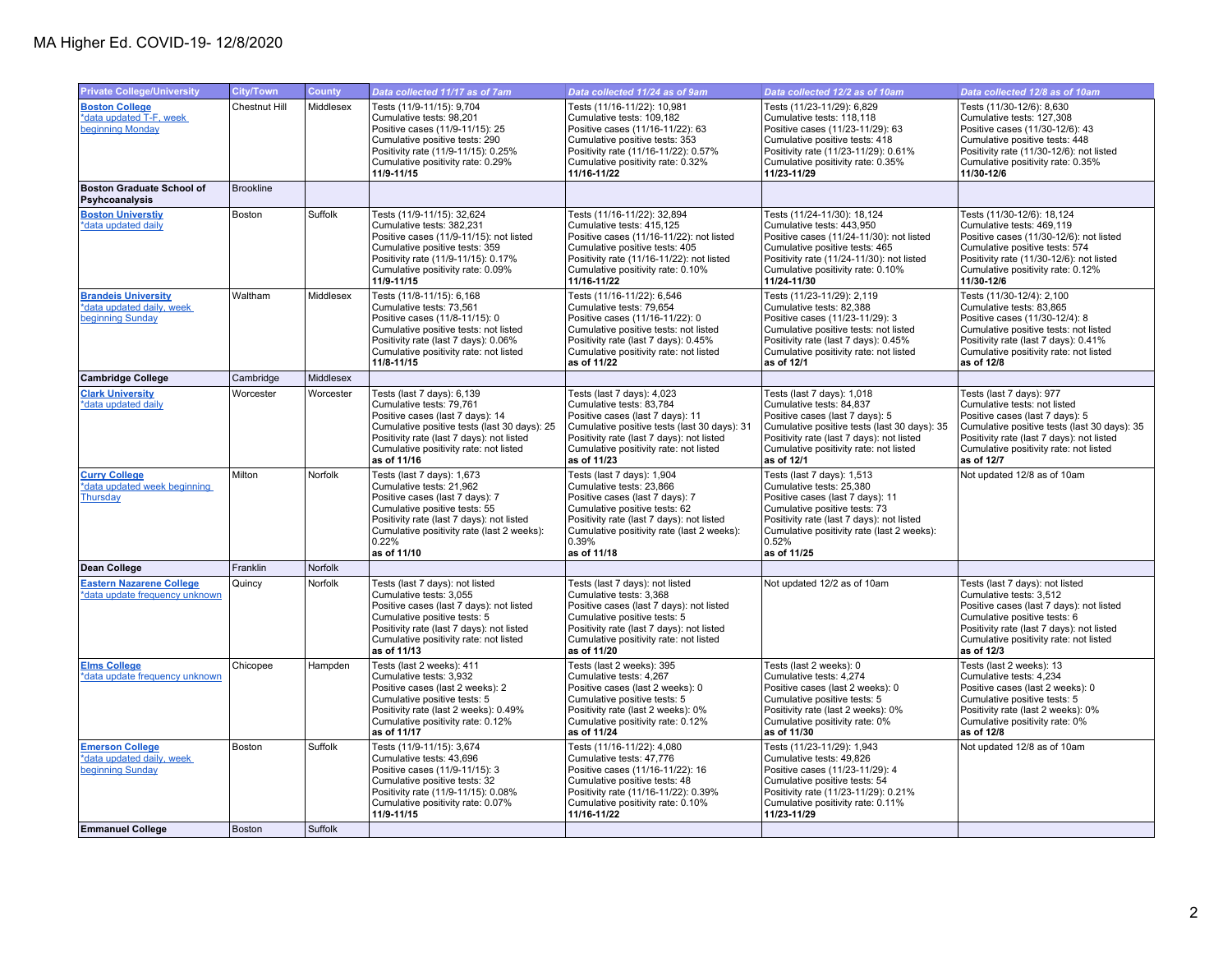# MA Higher Ed. COVID-19- 12/8/2020

| Private College/University | City/Town | County | Data collected 11/17 as of 7am | Data collected 11/24 as of 9am | Data collected 12/2 as of 10am | Data collected 12/8 as of 10am |
|---|---|---|---|---|---|---|
| **Boston College**<br>*data updated T-F, week beginning Monday | Chestnut Hill | Middlesex | Tests (11/9-11/15): 9,704<br>Cumulative tests: 98,201<br>Positive cases (11/9-11/15): 25<br>Cumulative positive tests: 290<br>Positivity rate (11/9-11/15): 0.25%<br>Cumulative positivity rate: 0.29%<br>**11/9-11/15** | Tests (11/16-11/22): 10,981<br>Cumulative tests: 109,182<br>Positive cases (11/16-11/22): 63<br>Cumulative positive tests: 353<br>Positivity rate (11/16-11/22): 0.57%<br>Cumulative positivity rate: 0.32%<br>**11/16-11/22** | Tests (11/23-11/29): 6,829<br>Cumulative tests: 118,118<br>Positive cases (11/23-11/29): 63<br>Cumulative positive tests: 418<br>Positivity rate (11/23-11/29): 0.61%<br>Cumulative positivity rate: 0.35%<br>**11/23-11/29** | Tests (11/30-12/6): 8,630<br>Cumulative tests: 127,308<br>Positive cases (11/30-12/6): 43<br>Cumulative positive tests: 448<br>Positivity rate (11/30-12/6): not listed<br>Cumulative positivity rate: 0.35%<br>**11/30-12/6** |
| **Boston Graduate School of Pshycoanalysis** | Brookline | | | | | |
| **Boston Universtiy**<br>*data updated daily | Boston | Suffolk | Tests (11/9-11/15): 32,624<br>Cumulative tests: 382,231<br>Positive cases (11/9-11/15): not listed<br>Cumulative positive tests: 359<br>Positivity rate (11/9-11/15): 0.17%<br>Cumulative positivity rate: 0.09%<br>**11/9-11/15** | Tests (11/16-11/22): 32,894<br>Cumulative tests: 415,125<br>Positive cases (11/16-11/22): not listed<br>Cumulative positive tests: 405<br>Positivity rate (11/16-11/22): not listed<br>Cumulative positivity rate: 0.10%<br>**11/16-11/22** | Tests (11/24-11/30): 18,124<br>Cumulative tests: 443,950<br>Positive cases (11/24-11/30): not listed<br>Cumulative positive tests: 465<br>Positivity rate (11/24-11/30): not listed<br>Cumulative positivity rate: 0.10%<br>**11/24-11/30** | Tests (11/30-12/6): 18,124<br>Cumulative tests: 469,119<br>Positive cases (11/30-12/6): not listed<br>Cumulative positive tests: 574<br>Positivity rate (11/30-12/6): not listed<br>Cumulative positivity rate: 0.12%<br>**11/30-12/6** |
| **Brandeis University**<br>*data updated daily, week beginning Sunday | Waltham | Middlesex | Tests (11/8-11/15): 6,168<br>Cumulative tests: 73,561<br>Positive cases (11/8-11/15): 0<br>Cumulative positive tests: not listed<br>Positivity rate (last 7 days): 0.06%<br>Cumulative positivity rate: not listed<br>**11/8-11/15** | Tests (11/16-11/22): 6,546<br>Cumulative tests: 79,654<br>Positive cases (11/16-11/22): 0<br>Cumulative positive tests: not listed<br>Positivity rate (last 7 days): 0.45%<br>Cumulative positivity rate: not listed<br>**as of 11/22** | Tests (11/23-11/29): 2,119<br>Cumulative tests: 82,388<br>Positive cases (11/23-11/29): 3<br>Cumulative positive tests: not listed<br>Positivity rate (last 7 days): 0.45%<br>Cumulative positivity rate: not listed<br>**as of 12/1** | Tests (11/30-12/4): 2,100<br>Cumulative tests: 83,865<br>Positive cases (11/30-12/4): 8<br>Cumulative positive tests: not listed<br>Positivity rate (last 7 days): 0.41%<br>Cumulative positivity rate: not listed<br>**as of 12/8** |
| **Cambridge College** | Cambridge | Middlesex | | | | |
| **Clark University**<br>*data updated daily | Worcester | Worcester | Tests (last 7 days): 6,139<br>Cumulative tests: 79,761<br>Positive cases (last 7 days): 14<br>Cumulative positive tests (last 30 days): 25<br>Positivity rate (last 7 days): not listed<br>Cumulative positivity rate: not listed<br>**as of 11/16** | Tests (last 7 days): 4,023<br>Cumulative tests: 83,784<br>Positive cases (last 7 days): 11<br>Cumulative positive tests (last 30 days): 31<br>Positivity rate (last 7 days): not listed<br>Cumulative positivity rate: not listed<br>**as of 11/23** | Tests (last 7 days): 1,018<br>Cumulative tests: 84,837<br>Positive cases (last 7 days): 5<br>Cumulative positive tests (last 30 days): 35<br>Positivity rate (last 7 days): not listed<br>Cumulative positivity rate: not listed<br>**as of 12/1** | Tests (last 7 days): 977<br>Cumulative tests: not listed<br>Positive cases (last 7 days): 5<br>Cumulative positive tests (last 30 days): 35<br>Positivity rate (last 7 days): not listed<br>Cumulative positivity rate: not listed<br>**as of 12/7** |
| **Curry College**<br>*data updated week beginning Thursday | Milton | Norfolk | Tests (last 7 days): 1,673<br>Cumulative tests: 21,962<br>Positive cases (last 7 days): 7<br>Cumulative positive tests: 55<br>Positivity rate (last 7 days): not listed<br>Cumulative positivity rate (last 2 weeks): 0.22%<br>**as of 11/10** | Tests (last 7 days): 1,904<br>Cumulative tests: 23,866<br>Positive cases (last 7 days): 7<br>Cumulative positive tests: 62<br>Positivity rate (last 7 days): not listed<br>Cumulative positivity rate (last 2 weeks): 0.39%<br>**as of 11/18** | Tests (last 7 days): 1,513<br>Cumulative tests: 25,380<br>Positive cases (last 7 days): 11<br>Cumulative positive tests: 73<br>Positivity rate (last 7 days): not listed<br>Cumulative positivity rate (last 2 weeks): 0.52%<br>**as of 11/25** | Not updated 12/8 as of 10am |
| **Dean College** | Franklin | Norfolk | | | | |
| **Eastern Nazarene College**<br>*data update frequency unknown | Quincy | Norfolk | Tests (last 7 days): not listed<br>Cumulative tests: 3,055<br>Positive cases (last 7 days): not listed<br>Cumulative positive tests: 5<br>Positivity rate (last 7 days): not listed<br>Cumulative positivity rate: not listed<br>**as of 11/13** | Tests (last 7 days): not listed<br>Cumulative tests: 3,368<br>Positive cases (last 7 days): not listed<br>Cumulative positive tests: 5<br>Positivity rate (last 7 days): not listed<br>Cumulative positivity rate: not listed<br>**as of 11/20** | Not updated 12/2 as of 10am | Tests (last 7 days): not listed<br>Cumulative tests: 3,512<br>Positive cases (last 7 days): not listed<br>Cumulative positive tests: 6<br>Positivity rate (last 7 days): not listed<br>Cumulative positivity rate: not listed<br>**as of 12/3** |
| **Elms College**<br>*data update frequency unknown | Chicopee | Hampden | Tests (last 2 weeks): 411<br>Cumulative tests: 3,932<br>Positive cases (last 2 weeks): 2<br>Cumulative positive tests: 5<br>Positivity rate (last 2 weeks): 0.49%<br>Cumulative positivity rate: 0.12%<br>**as of 11/17** | Tests (last 2 weeks): 395<br>Cumulative tests: 4,267<br>Positive cases (last 2 weeks): 0<br>Cumulative positive tests: 5<br>Positivity rate (last 2 weeks): 0%<br>Cumulative positivity rate: 0.12%<br>**as of 11/24** | Tests (last 2 weeks): 0<br>Cumulative tests: 4,274<br>Positive cases (last 2 weeks): 0<br>Cumulative positive tests: 5<br>Positivity rate (last 2 weeks): 0%<br>Cumulative positivity rate: 0%<br>**as of 11/30** | Tests (last 2 weeks): 13<br>Cumulative tests: 4,234<br>Positive cases (last 2 weeks): 0<br>Cumulative positive tests: 5<br>Positivity rate (last 2 weeks): 0%<br>Cumulative positivity rate: 0%<br>**as of 12/8** |
| **Emerson College**<br>*data updated daily, week beginning Sunday | Boston | Suffolk | Tests (11/9-11/15): 3,674<br>Cumulative tests: 43,696<br>Positive cases (11/9-11/15): 3<br>Cumulative positive tests: 32<br>Positivity rate (11/9-11/15): 0.08%<br>Cumulative positivity rate: 0.07%<br>**11/9-11/15** | Tests (11/16-11/22): 4,080<br>Cumulative tests: 47,776<br>Positive cases (11/16-11/22): 16<br>Cumulative positive tests: 48<br>Positivity rate (11/16-11/22): 0.39%<br>Cumulative positivity rate: 0.10%<br>**11/16-11/22** | Tests (11/23-11/29): 1,943<br>Cumulative tests: 49,826<br>Positive cases (11/23-11/29): 4<br>Cumulative positive tests: 54<br>Positivity rate (11/23-11/29): 0.21%<br>Cumulative positivity rate: 0.11%<br>**11/23-11/29** | Not updated 12/8 as of 10am |
| **Emmanuel College** | Boston | Suffolk | | | | |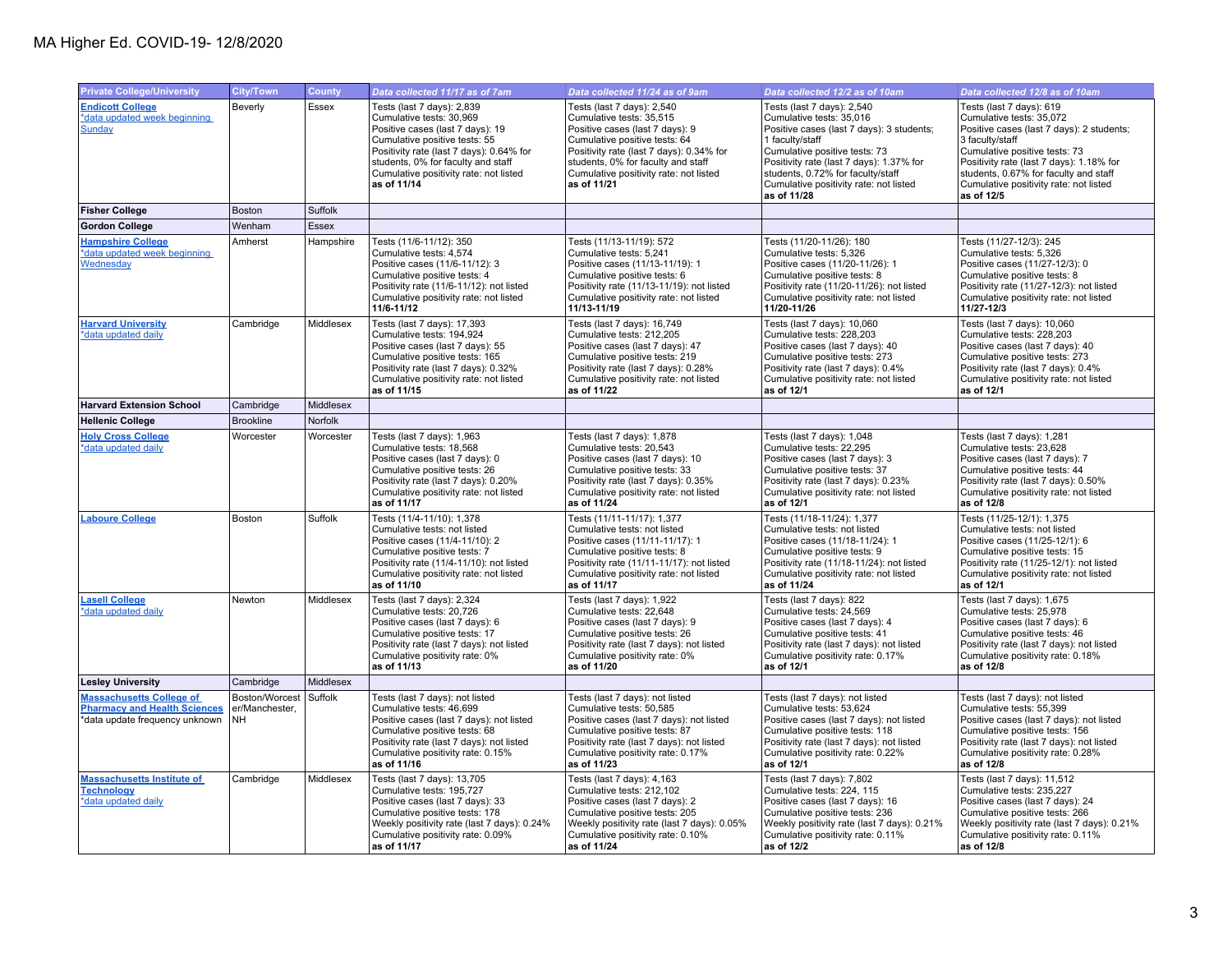# MA Higher Ed. COVID-19- 12/8/2020

| Private College/University | City/Town | County | Data collected 11/17 as of 7am | Data collected 11/24 as of 9am | Data collected 12/2 as of 10am | Data collected 12/8 as of 10am |
|---|---|---|---|---|---|---|
| **Endicott College**<br>*data updated week beginning Sunday | Beverly | Essex | Tests (last 7 days): 2,839<br>Cumulative tests: 30,969<br>Positive cases (last 7 days): 19<br>Cumulative positive tests: 55<br>Positivity rate (last 7 days): 0.64% for students, 0% for faculty and staff<br>Cumulative positivity rate: not listed<br>**as of 11/14** | Tests (last 7 days): 2,540<br>Cumulative tests: 35,515<br>Positive cases (last 7 days): 9<br>Cumulative positive tests: 64<br>Positivity rate (last 7 days): 0.34% for students, 0% for faculty and staff<br>Cumulative positivity rate: not listed<br>**as of 11/21** | Tests (last 7 days): 2,540<br>Cumulative tests: 35,016<br>Positive cases (last 7 days): 3 students; 1 faculty/staff<br>Cumulative positive tests: 73<br>Positivity rate (last 7 days): 1.37% for students, 0.72% for faculty/staff<br>Cumulative positivity rate: not listed<br>**as of 11/28** | Tests (last 7 days): 619<br>Cumulative tests: 35,072<br>Positive cases (last 7 days): 2 students; 3 faculty/staff<br>Cumulative positive tests: 73<br>Positivity rate (last 7 days): 1.18% for students, 0.67% for faculty and staff<br>Cumulative positivity rate: not listed<br>**as of 12/5** |
| **Fisher College** | Boston | Suffolk | | | | |
| **Gordon College** | Wenham | Essex | | | | |
| **Hampshire College**<br>*data updated week beginning Wednesday | Amherst | Hampshire | Tests (11/6-11/12): 350<br>Cumulative tests: 4,574<br>Positive cases (11/6-11/12): 3<br>Cumulative positive tests: 4<br>Positivity rate (11/6-11/12): not listed<br>Cumulative positivity rate: not listed<br>**11/6-11/12** | Tests (11/13-11/19): 572<br>Cumulative tests: 5,241<br>Positive cases (11/13-11/19): 1<br>Cumulative positive tests: 6<br>Positivity rate (11/13-11/19): not listed<br>Cumulative positivity rate: not listed<br>**11/13-11/19** | Tests (11/20-11/26): 180<br>Cumulative tests: 5,326<br>Positive cases (11/20-11/26): 1<br>Cumulative positive tests: 8<br>Positivity rate (11/20-11/26): not listed<br>Cumulative positivity rate: not listed<br>**11/20-11/26** | Tests (11/27-12/3): 245<br>Cumulative tests: 5,326<br>Positive cases (11/27-12/3): 0<br>Cumulative positive tests: 8<br>Positivity rate (11/27-12/3): not listed<br>Cumulative positivity rate: not listed<br>**11/27-12/3** |
| **Harvard University**<br>*data updated daily | Cambridge | Middlesex | Tests (last 7 days): 17,393<br>Cumulative tests: 194,924<br>Positive cases (last 7 days): 55<br>Cumulative positive tests: 165<br>Positivity rate (last 7 days): 0.32%<br>Cumulative positivity rate: not listed<br>**as of 11/15** | Tests (last 7 days): 16,749<br>Cumulative tests: 212,205<br>Positive cases (last 7 days): 47<br>Cumulative positive tests: 219<br>Positivity rate (last 7 days): 0.28%<br>Cumulative positivity rate: not listed<br>**as of 11/22** | Tests (last 7 days): 10,060<br>Cumulative tests: 228,203<br>Positive cases (last 7 days): 40<br>Cumulative positive tests: 273<br>Positivity rate (last 7 days): 0.4%<br>Cumulative positivity rate: not listed<br>**as of 12/1** | Tests (last 7 days): 10,060<br>Cumulative tests: 228,203<br>Positive cases (last 7 days): 40<br>Cumulative positive tests: 273<br>Positivity rate (last 7 days): 0.4%<br>Cumulative positivity rate: not listed<br>**as of 12/1** |
| **Harvard Extension School** | Cambridge | Middlesex | | | | |
| **Hellenic College** | Brookline | Norfolk | | | | |
| **Holy Cross College**<br>*data updated daily | Worcester | Worcester | Tests (last 7 days): 1,963<br>Cumulative tests: 18,568<br>Positive cases (last 7 days): 0<br>Cumulative positive tests: 26<br>Positivity rate (last 7 days): 0.20%<br>Cumulative positivity rate: not listed<br>**as of 11/17** | Tests (last 7 days): 1,878<br>Cumulative tests: 20,543<br>Positive cases (last 7 days): 10<br>Cumulative positive tests: 33<br>Positivity rate (last 7 days): 0.35%<br>Cumulative positivity rate: not listed<br>**as of 11/24** | Tests (last 7 days): 1,048<br>Cumulative tests: 22,295<br>Positive cases (last 7 days): 3<br>Cumulative positive tests: 37<br>Positivity rate (last 7 days): 0.23%<br>Cumulative positivity rate: not listed<br>**as of 12/1** | Tests (last 7 days): 1,281<br>Cumulative tests: 23,628<br>Positive cases (last 7 days): 7<br>Cumulative positive tests: 44<br>Positivity rate (last 7 days): 0.50%<br>Cumulative positivity rate: not listed<br>**as of 12/8** |
| **Laboure College** | Boston | Suffolk | Tests (11/4-11/10): 1,378<br>Cumulative tests: not listed<br>Positive cases (11/4-11/10): 2<br>Cumulative positive tests: 7<br>Positivity rate (11/4-11/10): not listed<br>Cumulative positivity rate: not listed<br>**as of 11/10** | Tests (11/11-11/17): 1,377<br>Cumulative tests: not listed<br>Positive cases (11/11-11/17): 1<br>Cumulative positive tests: 8<br>Positivity rate (11/11-11/17): not listed<br>Cumulative positivity rate: not listed<br>**as of 11/17** | Tests (11/18-11/24): 1,377<br>Cumulative tests: not listed<br>Positive cases (11/18-11/24): 1<br>Cumulative positive tests: 9<br>Positivity rate (11/18-11/24): not listed<br>Cumulative positivity rate: not listed<br>**as of 11/24** | Tests (11/25-12/1): 1,375<br>Cumulative tests: not listed<br>Positive cases (11/25-12/1): 6<br>Cumulative positive tests: 15<br>Positivity rate (11/25-12/1): not listed<br>Cumulative positivity rate: not listed<br>**as of 12/1** |
| **Lasell College**<br>*data updated daily | Newton | Middlesex | Tests (last 7 days): 2,324<br>Cumulative tests: 20,726<br>Positive cases (last 7 days): 6<br>Cumulative positive tests: 17<br>Positivity rate (last 7 days): not listed<br>Cumulative positivity rate: 0%<br>**as of 11/13** | Tests (last 7 days): 1,922<br>Cumulative tests: 22,648<br>Positive cases (last 7 days): 9<br>Cumulative positive tests: 26<br>Positivity rate (last 7 days): not listed<br>Cumulative positivity rate: 0%<br>**as of 11/20** | Tests (last 7 days): 822<br>Cumulative tests: 24,569<br>Positive cases (last 7 days): 4<br>Cumulative positive tests: 41<br>Positivity rate (last 7 days): not listed<br>Cumulative positivity rate: 0.17%<br>**as of 12/1** | Tests (last 7 days): 1,675<br>Cumulative tests: 25,978<br>Positive cases (last 7 days): 6<br>Cumulative positive tests: 46<br>Positivity rate (last 7 days): not listed<br>Cumulative positivity rate: 0.18%<br>**as of 12/8** |
| **Lesley University** | Cambridge | Middlesex | | | | |
| **Massachusetts College of Pharmacy and Health Sciences**<br>*data update frequency unknown | Boston/Worcester/Manchester, NH | Suffolk | Tests (last 7 days): not listed<br>Cumulative tests: 46,699<br>Positive cases (last 7 days): not listed<br>Cumulative positive tests: 68<br>Positivity rate (last 7 days): not listed<br>Cumulative positivity rate: 0.15%<br>**as of 11/16** | Tests (last 7 days): not listed<br>Cumulative tests: 50,585<br>Positive cases (last 7 days): not listed<br>Cumulative positive tests: 87<br>Positivity rate (last 7 days): not listed<br>Cumulative positivity rate: 0.17%<br>**as of 11/23** | Tests (last 7 days): not listed<br>Cumulative tests: 53,624<br>Positive cases (last 7 days): not listed<br>Cumulative positive tests: 118<br>Positivity rate (last 7 days): not listed<br>Cumulative positivity rate: 0.22%<br>**as of 12/1** | Tests (last 7 days): not listed<br>Cumulative tests: 55,399<br>Positive cases (last 7 days): not listed<br>Cumulative positive tests: 156<br>Positivity rate (last 7 days): not listed<br>Cumulative positivity rate: 0.28%<br>**as of 12/8** |
| **Massachusetts Institute of Technology**<br>*data updated daily | Cambridge | Middlesex | Tests (last 7 days): 13,705<br>Cumulative tests: 195,727<br>Positive cases (last 7 days): 33<br>Cumulative positive tests: 178<br>Weekly positivity rate (last 7 days): 0.24%<br>Cumulative positivity rate: 0.09%<br>**as of 11/17** | Tests (last 7 days): 4,163<br>Cumulative tests: 212,102<br>Positive cases (last 7 days): 2<br>Cumulative positive tests: 205<br>Weekly positivity rate (last 7 days): 0.05%<br>Cumulative positivity rate: 0.10%<br>**as of 11/24** | Tests (last 7 days): 7,802<br>Cumulative tests: 224, 115<br>Positive cases (last 7 days): 16<br>Cumulative positive tests: 236<br>Weekly positivity rate (last 7 days): 0.21%<br>Cumulative positivity rate: 0.11%<br>**as of 12/2** | Tests (last 7 days): 11,512<br>Cumulative tests: 235,227<br>Positive cases (last 7 days): 24<br>Cumulative positive tests: 266<br>Weekly positivity rate (last 7 days): 0.21%<br>Cumulative positivity rate: 0.11%<br>**as of 12/8** |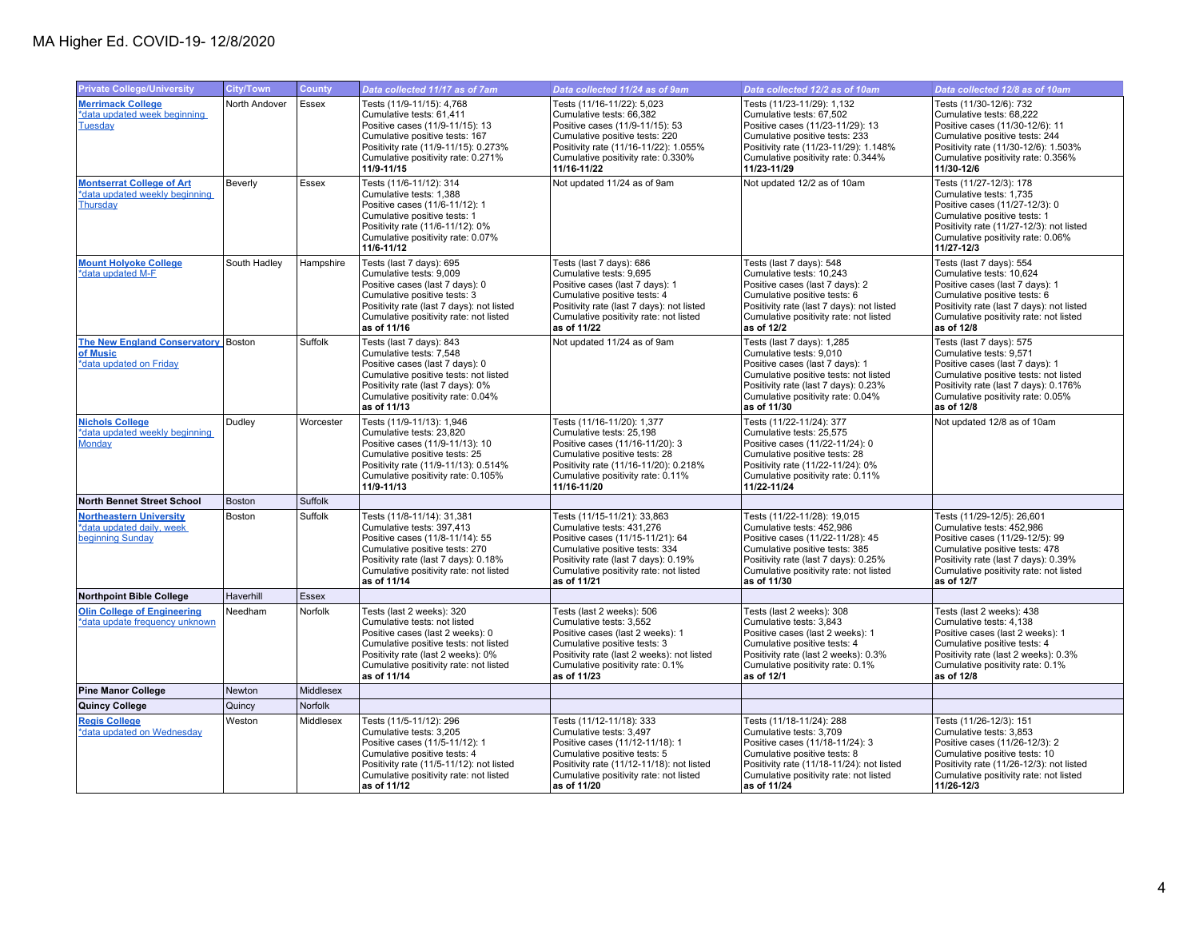# MA Higher Ed. COVID-19- 12/8/2020

| Private College/University | City/Town | County | Data collected 11/17 as of 7am | Data collected 11/24 as of 9am | Data collected 12/2 as of 10am | Data collected 12/8 as of 10am |
|---|---|---|---|---|---|---|
| **Merrimack College** *data updated week beginning Tuesday | North Andover | Essex | Tests (11/9-11/15): 4,768<br>Cumulative tests: 61,411<br>Positive cases (11/9-11/15): 13<br>Cumulative positive tests: 167<br>Positivity rate (11/9-11/15): 0.273%<br>Cumulative positivity rate: 0.271%<br>**11/9-11/15** | Tests (11/16-11/22): 5,023<br>Cumulative tests: 66,382<br>Positive cases (11/9-11/15): 53<br>Cumulative positive tests: 220<br>Positivity rate (11/16-11/22): 1.055%<br>Cumulative positivity rate: 0.330%<br>**11/16-11/22** | Tests (11/23-11/29): 1,132<br>Cumulative tests: 67,502<br>Positive cases (11/23-11/29): 13<br>Cumulative positive tests: 233<br>Positivity rate (11/23-11/29): 1.148%<br>Cumulative positivity rate: 0.344%<br>**11/23-11/29** | Tests (11/30-12/6): 732<br>Cumulative tests: 68,222<br>Positive cases (11/30-12/6): 11<br>Cumulative positive tests: 244<br>Positivity rate (11/30-12/6): 1.503%<br>Cumulative positivity rate: 0.356%<br>**11/30-12/6** |
| **Montserrat College of Art** *data updated weekly beginning Thursday | Beverly | Essex | Tests (11/6-11/12): 314<br>Cumulative tests: 1,388<br>Positive cases (11/6-11/12): 1<br>Cumulative positive tests: 1<br>Positivity rate (11/6-11/12): 0%<br>Cumulative positivity rate: 0.07%<br>**11/6-11/12** | Not updated 11/24 as of 9am | Not updated 12/2 as of 10am | Tests (11/27-12/3): 178<br>Cumulative tests: 1,735<br>Positive cases (11/27-12/3): 0<br>Cumulative positive tests: 1<br>Positivity rate (11/27-12/3): not listed<br>Cumulative positivity rate: 0.06%<br>**11/27-12/3** |
| **Mount Holyoke College** *data updated M-F | South Hadley | Hampshire | Tests (last 7 days): 695<br>Cumulative tests: 9,009<br>Positive cases (last 7 days): 0<br>Cumulative positive tests: 3<br>Positivity rate (last 7 days): not listed<br>Cumulative positivity rate: not listed<br>**as of 11/16** | Tests (last 7 days): 686<br>Cumulative tests: 9,695<br>Positive cases (last 7 days): 1<br>Cumulative positive tests: 4<br>Positivity rate (last 7 days): not listed<br>Cumulative positivity rate: not listed<br>**as of 11/22** | Tests (last 7 days): 548<br>Cumulative tests: 10,243<br>Positive cases (last 7 days): 2<br>Cumulative positive tests: 6<br>Positivity rate (last 7 days): not listed<br>Cumulative positivity rate: not listed<br>**as of 12/2** | Tests (last 7 days): 554<br>Cumulative tests: 10,624<br>Positive cases (last 7 days): 1<br>Cumulative positive tests: 6<br>Positivity rate (last 7 days): not listed<br>Cumulative positivity rate: not listed<br>**as of 12/8** |
| **The New England Conservatory of Music** *data updated on Friday | Boston | Suffolk | Tests (last 7 days): 843<br>Cumulative tests: 7,548<br>Positive cases (last 7 days): 0<br>Cumulative positive tests: not listed<br>Positivity rate (last 7 days): 0%<br>Cumulative positivity rate: 0.04%<br>**as of 11/13** | Not updated 11/24 as of 9am | Tests (last 7 days): 1,285<br>Cumulative tests: 9,010<br>Positive cases (last 7 days): 1<br>Cumulative positive tests: not listed<br>Positivity rate (last 7 days): 0.23%<br>Cumulative positivity rate: 0.04%<br>**as of 11/30** | Tests (last 7 days): 575<br>Cumulative tests: 9,571<br>Positive cases (last 7 days): 1<br>Cumulative positive tests: not listed<br>Positivity rate (last 7 days): 0.176%<br>Cumulative positivity rate: 0.05%<br>**as of 12/8** |
| **Nichols College** *data updated weekly beginning Monday | Dudley | Worcester | Tests (11/9-11/13): 1,946<br>Cumulative tests: 23,820<br>Positive cases (11/9-11/13): 10<br>Cumulative positive tests: 25<br>Positivity rate (11/9-11/13): 0.514%<br>Cumulative positivity rate: 0.105%<br>**11/9-11/13** | Tests (11/16-11/20): 1,377<br>Cumulative tests: 25,198<br>Positive cases (11/16-11/20): 3<br>Cumulative positive tests: 28<br>Positivity rate (11/16-11/20): 0.218%<br>Cumulative positivity rate: 0.11%<br>**11/16-11/20** | Tests (11/22-11/24): 377<br>Cumulative tests: 25,575<br>Positive cases (11/22-11/24): 0<br>Cumulative positive tests: 28<br>Positivity rate (11/22-11/24): 0%<br>Cumulative positivity rate: 0.11%<br>**11/22-11/24** | Not updated 12/8 as of 10am |
| **North Bennet Street School** | Boston | Suffolk | | | | |
| **Northeastern University** *data updated daily, week beginning Sunday | Boston | Suffolk | Tests (11/8-11/14): 31,381<br>Cumulative tests: 397,413<br>Positive cases (11/8-11/14): 55<br>Cumulative positive tests: 270<br>Positivity rate (last 7 days): 0.18%<br>Cumulative positivity rate: not listed<br>**as of 11/14** | Tests (11/15-11/21): 33,863<br>Cumulative tests: 431,276<br>Positive cases (11/15-11/21): 64<br>Cumulative positive tests: 334<br>Positivity rate (last 7 days): 0.19%<br>Cumulative positivity rate: not listed<br>**as of 11/21** | Tests (11/22-11/28): 19,015<br>Cumulative tests: 452,986<br>Positive cases (11/22-11/28): 45<br>Cumulative positive tests: 385<br>Positivity rate (last 7 days): 0.25%<br>Cumulative positivity rate: not listed<br>**as of 11/30** | Tests (11/29-12/5): 26,601<br>Cumulative tests: 452,986<br>Positive cases (11/29-12/5): 99<br>Cumulative positive tests: 478<br>Positivity rate (last 7 days): 0.39%<br>Cumulative positivity rate: not listed<br>**as of 12/7** |
| **Northpoint Bible College** | Haverhill | Essex | | | | |
| **Olin College of Engineering** *data update frequency unknown | Needham | Norfolk | Tests (last 2 weeks): 320<br>Cumulative tests: not listed<br>Positive cases (last 2 weeks): 0<br>Cumulative positive tests: not listed<br>Positivity rate (last 2 weeks): 0%<br>Cumulative positivity rate: not listed<br>**as of 11/14** | Tests (last 2 weeks): 506<br>Cumulative tests: 3,552<br>Positive cases (last 2 weeks): 1<br>Cumulative positive tests: 3<br>Positivity rate (last 2 weeks): not listed<br>Cumulative positivity rate: 0.1%<br>**as of 11/23** | Tests (last 2 weeks): 308<br>Cumulative tests: 3,843<br>Positive cases (last 2 weeks): 1<br>Cumulative positive tests: 4<br>Positivity rate (last 2 weeks): 0.3%<br>Cumulative positivity rate: 0.1%<br>**as of 12/1** | Tests (last 2 weeks): 438<br>Cumulative tests: 4,138<br>Positive cases (last 2 weeks): 1<br>Cumulative positive tests: 4<br>Positivity rate (last 2 weeks): 0.3%<br>Cumulative positivity rate: 0.1%<br>**as of 12/8** |
| **Pine Manor College** | Newton | Middlesex | | | | |
| **Quincy College** | Quincy | Norfolk | | | | |
| **Regis College** *data updated on Wednesday | Weston | Middlesex | Tests (11/5-11/12): 296<br>Cumulative tests: 3,205<br>Positive cases (11/5-11/12): 1<br>Cumulative positive tests: 4<br>Positivity rate (11/5-11/12): not listed<br>Cumulative positivity rate: not listed<br>**as of 11/12** | Tests (11/12-11/18): 333<br>Cumulative tests: 3,497<br>Positive cases (11/12-11/18): 1<br>Cumulative positive tests: 5<br>Positivity rate (11/12-11/18): not listed<br>Cumulative positivity rate: not listed<br>**as of 11/20** | Tests (11/18-11/24): 288<br>Cumulative tests: 3,709<br>Positive cases (11/18-11/24): 3<br>Cumulative positive tests: 8<br>Positivity rate (11/18-11/24): not listed<br>Cumulative positivity rate: not listed<br>**as of 11/24** | Tests (11/26-12/3): 151<br>Cumulative tests: 3,853<br>Positive cases (11/26-12/3): 2<br>Cumulative positive tests: 10<br>Positivity rate (11/26-12/3): not listed<br>Cumulative positivity rate: not listed<br>**11/26-12/3** |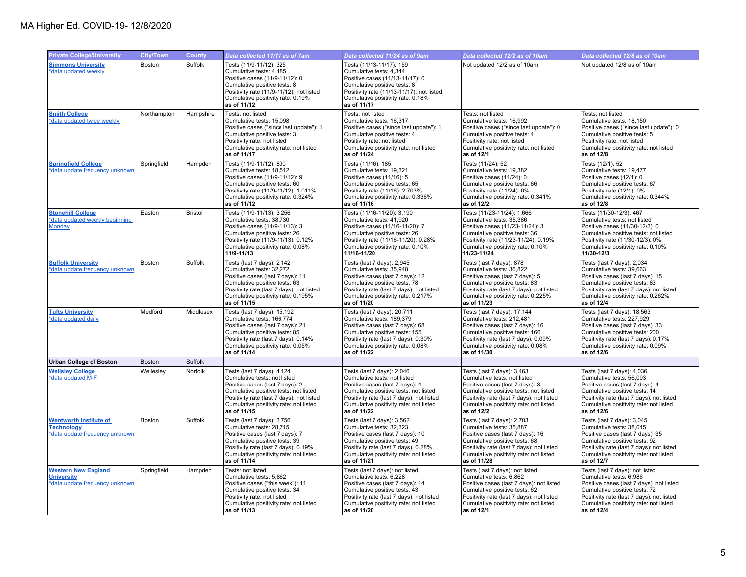# MA Higher Ed. COVID-19- 12/8/2020

| Private College/University | City/Town | County | Data collected 11/17 as of 7am | Data collected 11/24 as of 9am | Data collected 12/2 as of 10am | Data collected 12/8 as of 10am |
|---|---|---|---|---|---|---|
| **Simmons University**<br>*data updated weekly | Boston | Suffolk | Tests (11/9-11/12): 325<br>Cumulative tests: 4,185<br>Positive cases (11/9-11/12): 0<br>Cumulative positive tests: 8<br>Positivity rate (11/9-11/12): not listed<br>Cumulative positivity rate: 0.19%<br>**as of 11/12** | Tests (11/13-11/17): 159<br>Cumulative tests: 4,344<br>Positive cases (11/13-11/17): 0<br>Cumulative positive tests: 8<br>Positivity rate (11/13-11/17): not listed<br>Cumulative positivity rate: 0.18%<br>**as of 11/17** | Not updated 12/2 as of 10am | Not updated 12/8 as of 10am |
| **Smith College**<br>*data updated twice weekly | Northampton | Hampshire | Tests: not listed<br>Cumulative tests: 15,098<br>Positive cases ("since last update"): 1<br>Cumulative positive tests: 3<br>Positivity rate: not listed<br>Cumulative positivity rate: not listed<br>**as of 11/17** | Tests: not listed<br>Cumulative tests: 16,317<br>Positive cases ("since last update"): 1<br>Cumulative positive tests: 4<br>Positivity rate: not listed<br>Cumulative positivity rate: not listed<br>**as of 11/24** | Tests: not listed<br>Cumulative tests: 16,992<br>Positive cases ("since last update"): 0<br>Cumulative positive tests: 4<br>Positivity rate: not listed<br>Cumulative positivity rate: not listed<br>**as of 12/1** | Tests: not listed<br>Cumulative tests: 18,150<br>Positive cases ("since last update"): 0<br>Cumulative positive tests: 5<br>Positivity rate: not listed<br>Cumulative positivity rate: not listed<br>**as of 12/8** |
| **Springfield College**<br>*data update frequency unknown | Springfield | Hampden | Tests (11/9-11/12): 890<br>Cumulative tests: 18,512<br>Positive cases (11/9-11/12): 9<br>Cumulative positive tests: 60<br>Positivity rate (11/9-11/12): 1.011%<br>Cumulative positivity rate: 0.324%<br>**as of 11/12** | Tests (11/16): 185<br>Cumulative tests: 19,321<br>Positive cases (11/16): 5<br>Cumulative positive tests: 65<br>Positivity rate (11/16): 2.703%<br>Cumulative positivity rate: 0.336%<br>**as of 11/16** | Tests (11/24): 52<br>Cumulative tests: 19,382<br>Positive cases (11/24): 0<br>Cumulative positive tests: 66<br>Positivity rate (11/24): 0%<br>Cumulative positivity rate: 0.341%<br>**as of 12/2** | Tests (12/1): 52<br>Cumulative tests: 19,477<br>Positive cases (12/1): 0<br>Cumulative positive tests: 67<br>Positivity rate (12/1): 0%<br>Cumulative positivity rate: 0.344%<br>**as of 12/8** |
| **Stonehill College**<br>*data updated weekly beginning Monday | Easton | Bristol | Tests (11/9-11/13): 3,256<br>Cumulative tests: 38,730<br>Positive cases (11/9-11/13): 3<br>Cumulative positive tests: 26<br>Positivity rate (11/9-11/13): 0.12%<br>Cumulative positivity rate: 0.08%<br>**11/9-11/13** | Tests (11/16-11/20): 3,190<br>Cumulative tests: 41,920<br>Positive cases (11/16-11/20): 7<br>Cumulative positive tests: 26<br>Positivity rate (11/16-11/20): 0.28%<br>Cumulative positivity rate: 0.10%<br>**11/16-11/20** | Tests (11/23-11/24): 1,666<br>Cumulative tests: 35,386<br>Positive cases (11/23-11/24): 3<br>Cumulative positive tests: 36<br>Positivity rate (11/23-11/24): 0.19%<br>Cumulative positivity rate: 0.10%<br>**11/23-11/24** | Tests (11/30-12/3): 467<br>Cumulative tests: not listed<br>Positive cases (11/30-12/3): 0<br>Cumulative positive tests: not listed<br>Positivity rate (11/30-12/3): 0%<br>Cumulative positivity rate: 0.10%<br>**11/30-12/3** |
| **Suffolk University**<br>*data update frequency unknown | Boston | Suffolk | Tests (last 7 days): 2,142<br>Cumulative tests: 32,272<br>Positive cases (last 7 days): 11<br>Cumulative positive tests: 63<br>Positivity rate (last 7 days): not listed<br>Cumulative positivity rate: 0.195%<br>**as of 11/15** | Tests (last 7 days): 2,945<br>Cumulative tests: 35,948<br>Positive cases (last 7 days): 12<br>Cumulative positive tests: 78<br>Positivity rate (last 7 days): not listed<br>Cumulative positivity rate: 0.217%<br>**as of 11/20** | Tests (last 7 days): 878<br>Cumulative tests: 36,822<br>Positive cases (last 7 days): 5<br>Cumulative positive tests: 83<br>Positivity rate (last 7 days): not listed<br>Cumulative positivity rate: 0.225%<br>**as of 11/23** | Tests (last 7 days): 2,034<br>Cumulative tests: 39,663<br>Positive cases (last 7 days): 15<br>Cumulative positive tests: 83<br>Positivity rate (last 7 days): not listed<br>Cumulative positivity rate: 0.262%<br>**as of 12/4** |
| **Tufts University**<br>*data updated daily | Medford | Middlesex | Tests (last 7 days): 15,192<br>Cumulative tests: 166,774<br>Positive cases (last 7 days): 21<br>Cumulative positive tests: 85<br>Positivity rate (last 7 days): 0.14%<br>Cumulative positivity rate: 0.05%<br>**as of 11/14** | Tests (last 7 days): 20,711<br>Cumulative tests: 189,379<br>Positive cases (last 7 days): 68<br>Cumulative positive tests: 155<br>Positivity rate (last 7 days): 0.30%<br>Cumulative positivity rate: 0.08%<br>**as of 11/22** | Tests (last 7 days): 17,144<br>Cumulative tests: 212,481<br>Positive cases (last 7 days): 16<br>Cumulative positive tests: 166<br>Positivity rate (last 7 days): 0.09%<br>Cumulative positivity rate: 0.08%<br>**as of 11/30** | Tests (last 7 days): 18,563<br>Cumulative tests: 227,929<br>Positive cases (last 7 days): 33<br>Cumulative positive tests: 200<br>Positivity rate (last 7 days): 0.17%<br>Cumulative positivity rate: 0.09%<br>**as of 12/6** |
| **Urban College of Boston** | Boston | Suffolk | | | | |
| **Wellesley College**<br>*data updated M-F | Wellesley | Norfolk | Tests (last 7 days): 4,124<br>Cumulative tests: not listed<br>Positive cases (last 7 days): 2<br>Cumulative positive tests: not listed<br>Positivity rate (last 7 days): not listed<br>Cumulative positivity rate: not listed<br>**as of 11/15** | Tests (last 7 days): 2,046<br>Cumulative tests: not listed<br>Positive cases (last 7 days): 4<br>Cumulative positive tests: not listed<br>Positivity rate (last 7 days): not listed<br>Cumulative positivity rate: not listed<br>**as of 11/22** | Tests (last 7 days): 3,463<br>Cumulative tests: not listed<br>Positive cases (last 7 days): 3<br>Cumulative positive tests: not listed<br>Positivity rate (last 7 days): not listed<br>Cumulative positivity rate: not listed<br>**as of 12/2** | Tests (last 7 days): 4,036<br>Cumulative tests: 56,093<br>Positive cases (last 7 days): 4<br>Cumulative positive tests: 14<br>Positivity rate (last 7 days): not listed<br>Cumulative positivity rate: not listed<br>**as of 12/6** |
| **Wentworth Institute of Technology**<br>*data update frequency unknown | Boston | Suffolk | Tests (last 7 days): 3,756<br>Cumulative tests: 28,715<br>Positive cases (last 7 days): 7<br>Cumulative positive tests: 39<br>Positivity rate (last 7 days): 0.19%<br>Cumulative positivity rate: not listed<br>**as of 11/14** | Tests (last 7 days): 3,562<br>Cumulative tests: 32,323<br>Positive cases (last 7 days): 10<br>Cumulative positive tests: 49<br>Positivity rate (last 7 days): 0.28%<br>Cumulative positivity rate: not listed<br>**as of 11/21** | Tests (last 7 days): 2,703<br>Cumulative tests: 35,887<br>Positive cases (last 7 days): 16<br>Cumulative positive tests: 68<br>Positivity rate (last 7 days): not listed<br>Cumulative positivity rate: not listed<br>**as of 11/28** | Tests (last 7 days): 3,045<br>Cumulative tests: 38,045<br>Positive cases (last 7 days): 35<br>Cumulative positive tests: 92<br>Positivity rate (last 7 days): not listed<br>Cumulative positivity rate: not listed<br>**as of 12/7** |
| **Western New England University**<br>*data update frequency unknown | Springfield | Hampden | Tests: not listed<br>Cumulative tests: 5,862<br>Positive cases ("this week"): 11<br>Cumulative positive tests: 34<br>Positivity rate: not listed<br>Cumulative positivity rate: not listed<br>**as of 11/13** | Tests (last 7 days): not listed<br>Cumulative tests: 6,228<br>Positive cases (last 7 days): 14<br>Cumulative positive tests: 43<br>Positivity rate (last 7 days): not listed<br>Cumulative positivity rate: not listed<br>**as of 11/20** | Tests (last 7 days): not listed<br>Cumulative tests: 6,862<br>Positive cases (last 7 days): not listed<br>Cumulative positive tests: 62<br>Positivity rate (last 7 days): not listed<br>Cumulative positivity rate: not listed<br>**as of 12/1** | Tests (last 7 days): not listed<br>Cumulative tests: 6,986<br>Positive cases (last 7 days): not listed<br>Cumulative positive tests: 72<br>Positivity rate (last 7 days): not listed<br>Cumulative positivity rate: not listed<br>**as of 12/4** |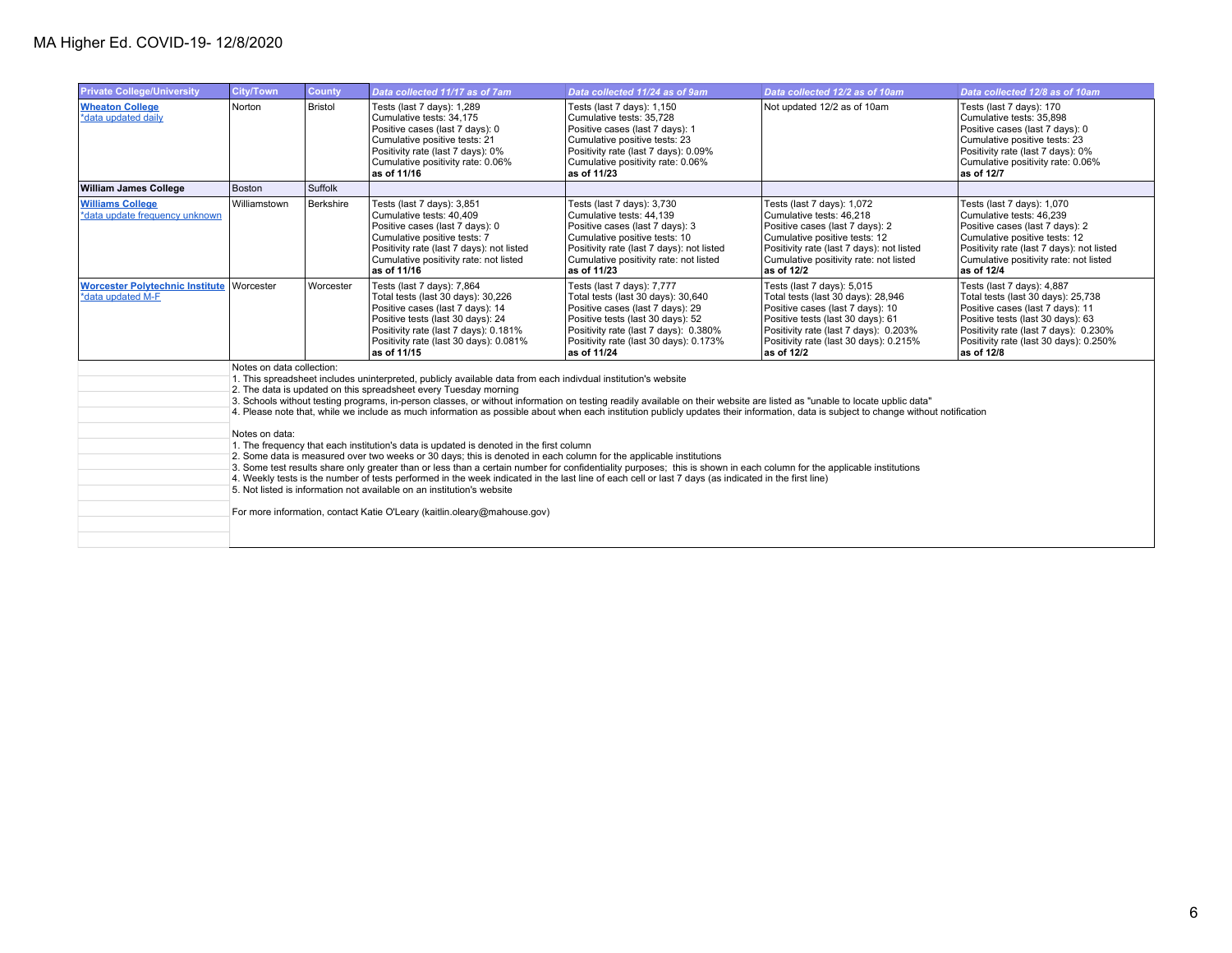MA Higher Ed. COVID-19- 12/8/2020

| Private College/University | City/Town | County | Data collected 11/17 as of 7am | Data collected 11/24 as of 9am | Data collected 12/2 as of 10am | Data collected 12/8 as of 10am |
|---|---|---|---|---|---|---|
| **Wheaton College**<br>*data updated daily | Norton | Bristol | Tests (last 7 days): 1,289<br>Cumulative tests: 34,175<br>Positive cases (last 7 days): 0<br>Cumulative positive tests: 21<br>Positivity rate (last 7 days): 0%<br>Cumulative positivity rate: 0.06%<br>**as of 11/16** | Tests (last 7 days): 1,150<br>Cumulative tests: 35,728<br>Positive cases (last 7 days): 1<br>Cumulative positive tests: 23<br>Positivity rate (last 7 days): 0.09%<br>Cumulative positivity rate: 0.06%<br>**as of 11/23** | Not updated 12/2 as of 10am | Tests (last 7 days): 170<br>Cumulative tests: 35,898<br>Positive cases (last 7 days): 0<br>Cumulative positive tests: 23<br>Positivity rate (last 7 days): 0%<br>Cumulative positivity rate: 0.06%<br>**as of 12/7** |
| **William James College** | Boston | Suffolk | | | | |
| **Williams College**<br>*data update frequency unknown | Williamstown | Berkshire | Tests (last 7 days): 3,851<br>Cumulative tests: 40,409<br>Positive cases (last 7 days): 0<br>Cumulative positive tests: 7<br>Positivity rate (last 7 days): not listed<br>Cumulative positivity rate: not listed<br>**as of 11/16** | Tests (last 7 days): 3,730<br>Cumulative tests: 44,139<br>Positive cases (last 7 days): 3<br>Cumulative positive tests: 10<br>Positivity rate (last 7 days): not listed<br>Cumulative positivity rate: not listed<br>**as of 11/23** | Tests (last 7 days): 1,072<br>Cumulative tests: 46,218<br>Positive cases (last 7 days): 2<br>Cumulative positive tests: 12<br>Positivity rate (last 7 days): not listed<br>Cumulative positivity rate: not listed<br>**as of 12/2** | Tests (last 7 days): 1,070<br>Cumulative tests: 46,239<br>Positive cases (last 7 days): 2<br>Cumulative positive tests: 12<br>Positivity rate (last 7 days): not listed<br>Cumulative positivity rate: not listed<br>**as of 12/4** |
| **Worcester Polytechnic Institute**<br>*data updated M-F | Worcester | Worcester | Tests (last 7 days): 7,864<br>Total tests (last 30 days): 30,226<br>Positive cases (last 7 days): 14<br>Positive tests (last 30 days): 24<br>Positivity rate (last 7 days): 0.181%<br>Positivity rate (last 30 days): 0.081%<br>**as of 11/15** | Tests (last 7 days): 7,777<br>Total tests (last 30 days): 30,640<br>Positive cases (last 7 days): 29<br>Positive tests (last 30 days): 52<br>Positivity rate (last 7 days): 0.380%<br>Positivity rate (last 30 days): 0.173%<br>**as of 11/24** | Tests (last 7 days): 5,015<br>Total tests (last 30 days): 28,946<br>Positive cases (last 7 days): 10<br>Positive tests (last 30 days): 61<br>Positivity rate (last 7 days): 0.203%<br>Positivity rate (last 30 days): 0.215%<br>**as of 12/2** | Tests (last 7 days): 4,887<br>Total tests (last 30 days): 25,738<br>Positive cases (last 7 days): 11<br>Positive tests (last 30 days): 63<br>Positivity rate (last 7 days): 0.230%<br>Positivity rate (last 30 days): 0.250%<br>**as of 12/8** |

Notes on data collection:
1. This spreadsheet includes uninterpreted, publicly available data from each indivdual institution's website
2. The data is updated on this spreadsheet every Tuesday morning
3. Schools without testing programs, in-person classes, or without information on testing readily available on their website are listed as "unable to locate upblic data"
4. Please note that, while we include as much information as possible about when each institution publicly updates their information, data is subject to change without notification

Notes on data:
1. The frequency that each institution's data is updated is denoted in the first column
2. Some data is measured over two weeks or 30 days; this is denoted in each column for the applicable institutions
3. Some test results share only greater than or less than a certain number for confidentiality purposes; this is shown in each column for the applicable institutions
4. Weekly tests is the number of tests performed in the week indicated in the last line of each cell or last 7 days (as indicated in the first line)
5. Not listed is information not available on an institution's website

For more information, contact Katie O'Leary (kaitlin.oleary@mahouse.gov)